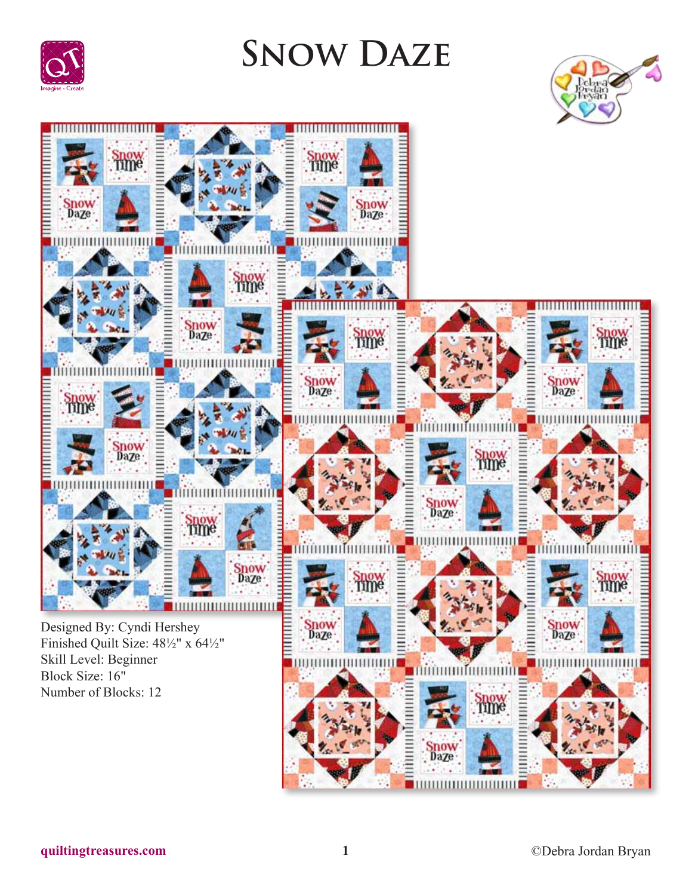# Snow Daze

Designed By: Cyndi Hershey
Finished Quilt Size: 48½" x 64½"
Skill Level: Beginner
Block Size: 16"
Number of Blocks: 12

quiltingtreasures.com

©Debra Jordan Bryan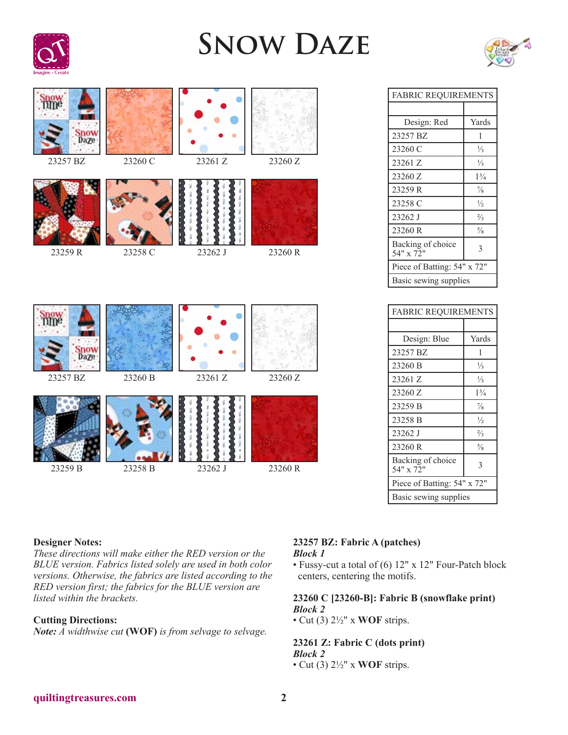# Snow Daze

23257 BZ

23260 C

23261 Z

23260 Z

23259 R

23258 C

23262 J

23260 R

| FABRIC REQUIREMENTS | |
|---|---|
| | |
| Design: Red | Yards |
| 23257 BZ | 1 |
| 23260 C | ⅓ |
| 23261 Z | ⅓ |
| 23260 Z | 1¾ |
| 23259 R | ⅞ |
| 23258 C | ½ |
| 23262 J | ⅔ |
| 23260 R | ⅝ |
| Backing of choice 54" x 72" | 3 |
| Piece of Batting: 54" x 72" | |
| Basic sewing supplies | |

23257 BZ

23260 B

23261 Z

23260 Z

23259 B

23258 B

23262 J

23260 R

| FABRIC REQUIREMENTS | |
|---|---|
| | |
| Design: Blue | Yards |
| 23257 BZ | 1 |
| 23260 B | ⅓ |
| 23261 Z | ⅓ |
| 23260 Z | 1¾ |
| 23259 B | ⅞ |
| 23258 B | ½ |
| 23262 J | ⅔ |
| 23260 R | ⅝ |
| Backing of choice 54" x 72" | 3 |
| Piece of Batting: 54" x 72" | |
| Basic sewing supplies | |

**Designer Notes:**

*These directions will make either the RED version or the BLUE version. Fabrics listed solely are used in both color versions. Otherwise, the fabrics are listed according to the RED version first; the fabrics for the BLUE version are listed within the brackets.*

**Cutting Directions:**

***Note:** A widthwise cut* **(WOF)** *is from selvage to selvage.*

**23257 BZ: Fabric A (patches)**

***Block 1***

- Fussy-cut a total of (6) 12" x 12" Four-Patch block centers, centering the motifs.

**23260 C [23260-B]: Fabric B (snowflake print)**

***Block 2***

- Cut (3) 2½" x **WOF** strips.

**23261 Z: Fabric C (dots print)**

***Block 2***

- Cut (3) 2½" x **WOF** strips.

quiltingtreasures.com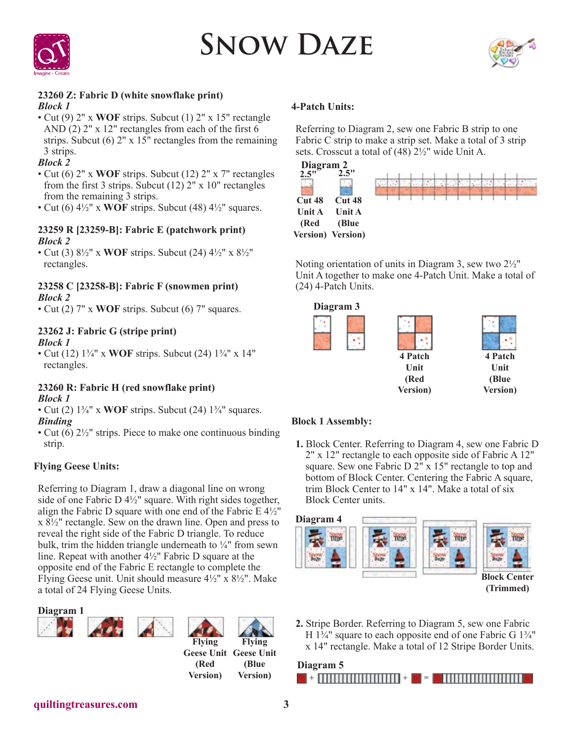# Snow Daze

**23260 Z: Fabric D (white snowflake print)**
***Block 1***

- Cut (9) 2" x **WOF** strips. Subcut (1) 2" x 15" rectangle AND (2) 2" x 12" rectangles from each of the first 6 strips. Subcut (6) 2" x 15" rectangles from the remaining 3 strips.

***Block 2***

- Cut (6) 2" x **WOF** strips. Subcut (12) 2" x 7" rectangles from the first 3 strips. Subcut (12) 2" x 10" rectangles from the remaining 3 strips.
- Cut (6) 4½" x **WOF** strips. Subcut (48) 4½" squares.

**23259 R [23259-B]: Fabric E (patchwork print)**
***Block 2***

- Cut (3) 8½" x **WOF** strips. Subcut (24) 4½" x 8½" rectangles.

**23258 C [23258-B]: Fabric F (snowmen print)**
***Block 2***

- Cut (2) 7" x **WOF** strips. Subcut (6) 7" squares.

**23262 J: Fabric G (stripe print)**
***Block 1***

- Cut (12) 1¾" x **WOF** strips. Subcut (24) 1¾" x 14" rectangles.

**23260 R: Fabric H (red snowflake print)**
***Block 1***

- Cut (2) 1¾" x **WOF** strips. Subcut (24) 1¾" squares.

***Binding***

- Cut (6) 2½" strips. Piece to make one continuous binding strip.

## Flying Geese Units:

Referring to Diagram 1, draw a diagonal line on wrong side of one Fabric D 4½" square. With right sides together, align the Fabric D square with one end of the Fabric E 4½" x 8½" rectangle. Sew on the drawn line. Open and press to reveal the right side of the Fabric D triangle. To reduce bulk, trim the hidden triangle underneath to ¼" from sewn line. Repeat with another 4½" Fabric D square at the opposite end of the Fabric E rectangle to complete the Flying Geese unit. Unit should measure 4½" x 8½". Make a total of 24 Flying Geese Units.

**Diagram 1**

Flying Geese Unit (Red Version) | Flying Geese Unit (Blue Version)

## 4-Patch Units:

Referring to Diagram 2, sew one Fabric B strip to one Fabric C strip to make a strip set. Make a total of 3 strip sets. Crosscut a total of (48) 2½" wide Unit A.

**Diagram 2**

2.5" | 2.5"

Cut 48 Unit A (Red Version) | Cut 48 Unit A (Blue Version)

Noting orientation of units in Diagram 3, sew two 2½" Unit A together to make one 4-Patch Unit. Make a total of (24) 4-Patch Units.

**Diagram 3**

4 Patch Unit (Red Version) | 4 Patch Unit (Blue Version)

## Block 1 Assembly:

1. Block Center. Referring to Diagram 4, sew one Fabric D 2" x 12" rectangle to each opposite side of Fabric A 12" square. Sew one Fabric D 2" x 15" rectangle to top and bottom of Block Center. Centering the Fabric A square, trim Block Center to 14" x 14". Make a total of six Block Center units.

**Diagram 4**

Block Center (Trimmed)

2. Stripe Border. Referring to Diagram 5, sew one Fabric H 1¾" square to each opposite end of one Fabric G 1¾" x 14" rectangle. Make a total of 12 Stripe Border Units.

**Diagram 5**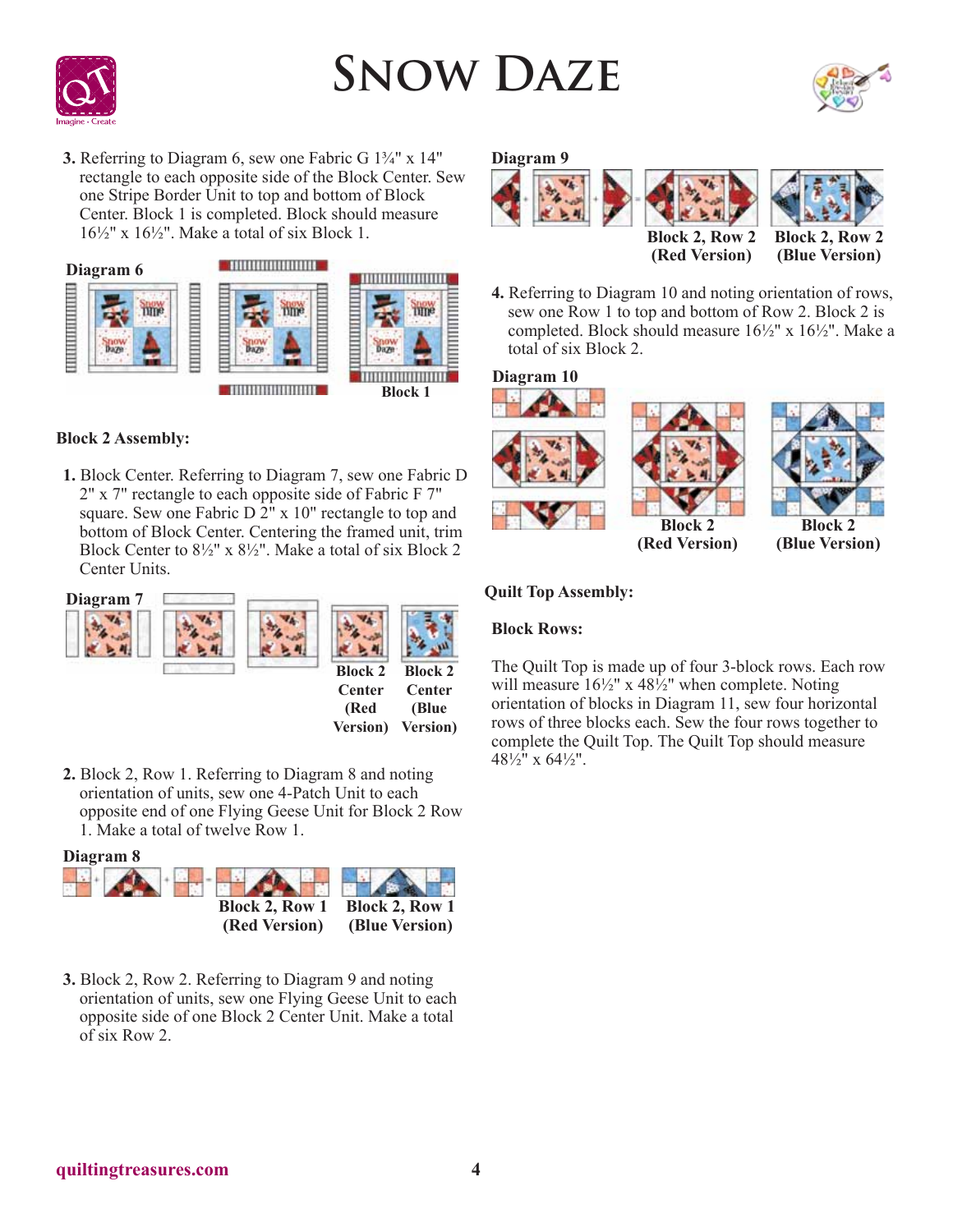3. Referring to Diagram 6, sew one Fabric G 1¾" x 14" rectangle to each opposite side of the Block Center. Sew one Stripe Border Unit to top and bottom of Block Center. Block 1 is completed. Block should measure 16½" x 16½". Make a total of six Block 1.

**Diagram 6**

**Block 1**

### Block 2 Assembly:

1. Block Center. Referring to Diagram 7, sew one Fabric D 2" x 7" rectangle to each opposite side of Fabric F 7" square. Sew one Fabric D 2" x 10" rectangle to top and bottom of Block Center. Centering the framed unit, trim Block Center to 8½" x 8½". Make a total of six Block 2 Center Units.

**Diagram 7**

**Block 2 Center (Red Version)** **Block 2 Center (Blue Version)**

2. Block 2, Row 1. Referring to Diagram 8 and noting orientation of units, sew one 4-Patch Unit to each opposite end of one Flying Geese Unit for Block 2 Row 1. Make a total of twelve Row 1.

**Diagram 8**

**Block 2, Row 1 (Red Version)** **Block 2, Row 1 (Blue Version)**

3. Block 2, Row 2. Referring to Diagram 9 and noting orientation of units, sew one Flying Geese Unit to each opposite side of one Block 2 Center Unit. Make a total of six Row 2.

**Diagram 9**

**Block 2, Row 2 (Red Version)** **Block 2, Row 2 (Blue Version)**

4. Referring to Diagram 10 and noting orientation of rows, sew one Row 1 to top and bottom of Row 2. Block 2 is completed. Block should measure 16½" x 16½". Make a total of six Block 2.

**Diagram 10**

**Block 2 (Red Version)** **Block 2 (Blue Version)**

### Quilt Top Assembly:

**Block Rows:**

The Quilt Top is made up of four 3-block rows. Each row will measure 16½" x 48½" when complete. Noting orientation of blocks in Diagram 11, sew four horizontal rows of three blocks each. Sew the four rows together to complete the Quilt Top. The Quilt Top should measure 48½" x 64½".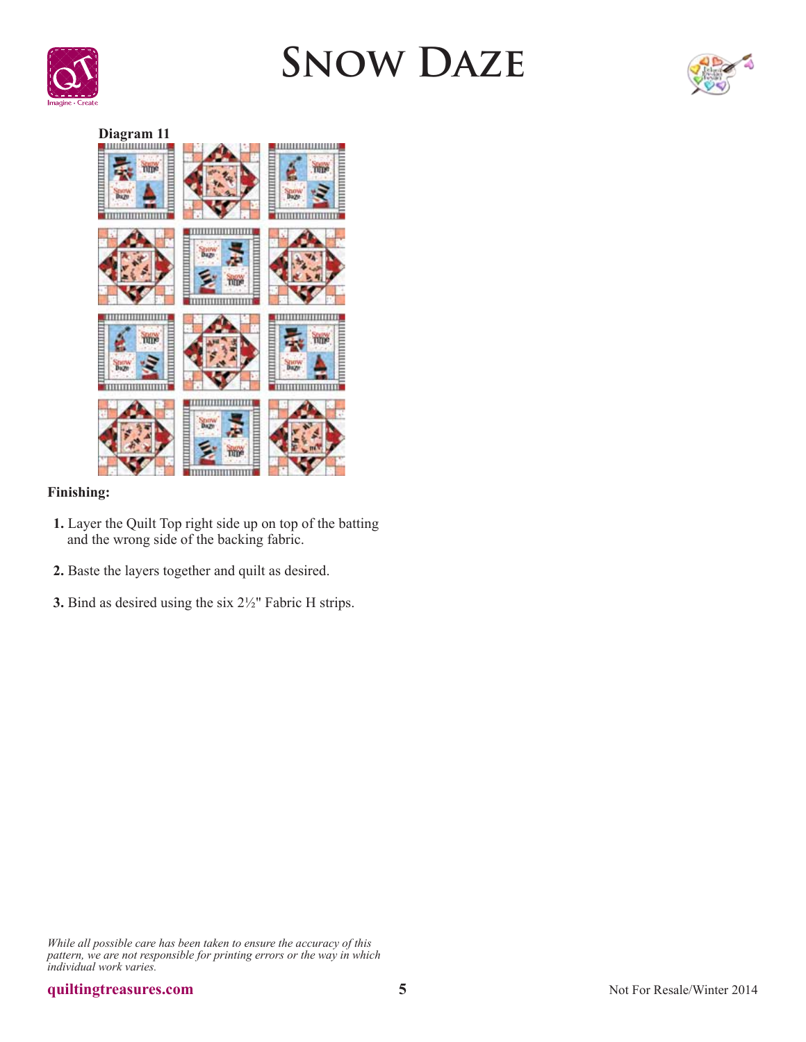**Diagram 11**

**Finishing:**

1. Layer the Quilt Top right side up on top of the batting and the wrong side of the backing fabric.

2. Baste the layers together and quilt as desired.

3. Bind as desired using the six 2½" Fabric H strips.

*While all possible care has been taken to ensure the accuracy of this pattern, we are not responsible for printing errors or the way in which individual work varies.*